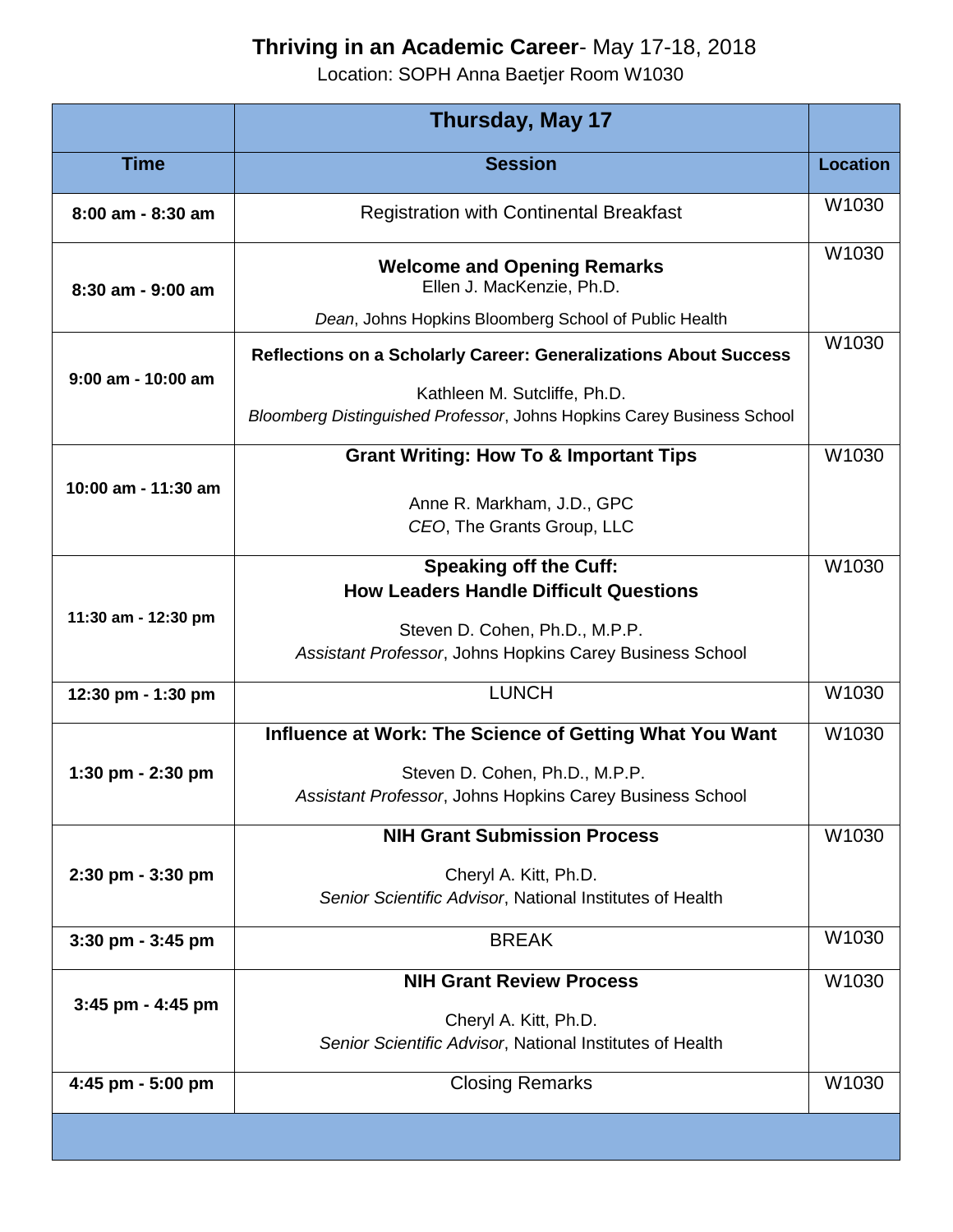# **Thriving in an Academic Career**- May 17-18, 2018

Location: SOPH Anna Baetjer Room W1030

| | **Thursday, May 17** | |
|---|---|---|
| **Time** | **Session** | **Location** |
| **8:00 am - 8:30 am** | Registration with Continental Breakfast | W1030 |
| **8:30 am - 9:00 am** | **Welcome and Opening Remarks**<br>Ellen J. MacKenzie, Ph.D.<br>*Dean*, Johns Hopkins Bloomberg School of Public Health | W1030 |
| **9:00 am - 10:00 am** | **Reflections on a Scholarly Career: Generalizations About Success**<br>Kathleen M. Sutcliffe, Ph.D.<br>*Bloomberg Distinguished Professor*, Johns Hopkins Carey Business School | W1030 |
| **10:00 am - 11:30 am** | **Grant Writing: How To & Important Tips**<br>Anne R. Markham, J.D., GPC<br>*CEO*, The Grants Group, LLC | W1030 |
| **11:30 am - 12:30 pm** | **Speaking off the Cuff: How Leaders Handle Difficult Questions**<br>Steven D. Cohen, Ph.D., M.P.P.<br>*Assistant Professor*, Johns Hopkins Carey Business School | W1030 |
| **12:30 pm - 1:30 pm** | LUNCH | W1030 |
| **1:30 pm - 2:30 pm** | **Influence at Work: The Science of Getting What You Want**<br>Steven D. Cohen, Ph.D., M.P.P.<br>*Assistant Professor*, Johns Hopkins Carey Business School | W1030 |
| **2:30 pm - 3:30 pm** | **NIH Grant Submission Process**<br>Cheryl A. Kitt, Ph.D.<br>*Senior Scientific Advisor*, National Institutes of Health | W1030 |
| **3:30 pm - 3:45 pm** | BREAK | W1030 |
| **3:45 pm - 4:45 pm** | **NIH Grant Review Process**<br>Cheryl A. Kitt, Ph.D.<br>*Senior Scientific Advisor*, National Institutes of Health | W1030 |
| **4:45 pm - 5:00 pm** | Closing Remarks | W1030 |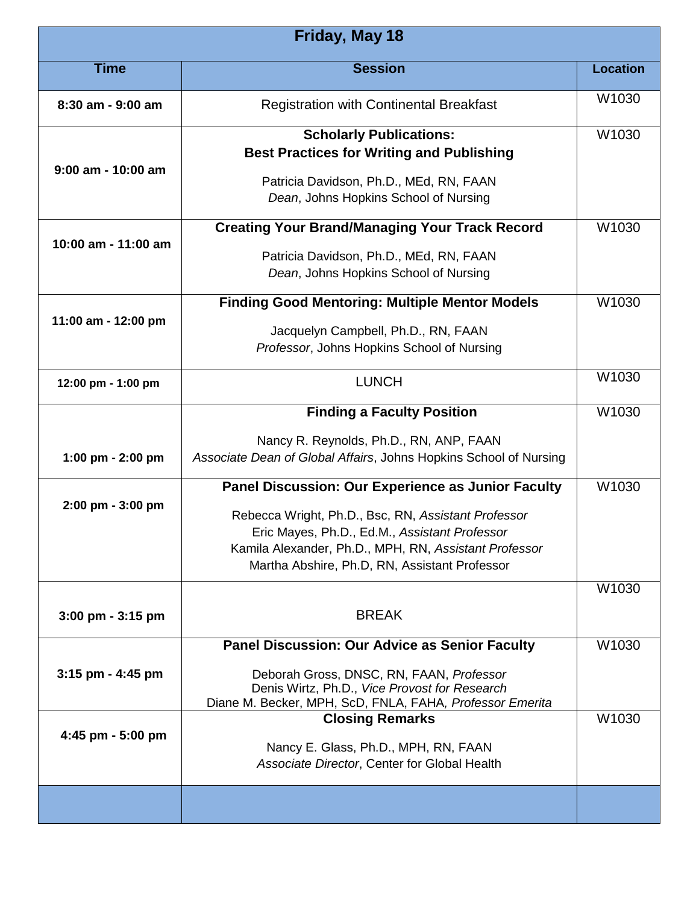| Friday, May 18 | | |
|---|---|---|
| **Time** | **Session** | **Location** |
| **8:30 am - 9:00 am** | Registration with Continental Breakfast | W1030 |
| **9:00 am - 10:00 am** | **Scholarly Publications: Best Practices for Writing and Publishing**<br>Patricia Davidson, Ph.D., MEd, RN, FAAN<br>*Dean*, Johns Hopkins School of Nursing | W1030 |
| **10:00 am - 11:00 am** | **Creating Your Brand/Managing Your Track Record**<br>Patricia Davidson, Ph.D., MEd, RN, FAAN<br>*Dean*, Johns Hopkins School of Nursing | W1030 |
| **11:00 am - 12:00 pm** | **Finding Good Mentoring: Multiple Mentor Models**<br>Jacquelyn Campbell, Ph.D., RN, FAAN<br>*Professor*, Johns Hopkins School of Nursing | W1030 |
| **12:00 pm - 1:00 pm** | LUNCH | W1030 |
| **1:00 pm - 2:00 pm** | **Finding a Faculty Position**<br>Nancy R. Reynolds, Ph.D., RN, ANP, FAAN<br>*Associate Dean of Global Affairs*, Johns Hopkins School of Nursing | W1030 |
| **2:00 pm - 3:00 pm** | **Panel Discussion: Our Experience as Junior Faculty**<br>Rebecca Wright, Ph.D., Bsc, RN, *Assistant Professor*<br>Eric Mayes, Ph.D., Ed.M., *Assistant Professor*<br>Kamila Alexander, Ph.D., MPH, RN, *Assistant Professor*<br>Martha Abshire, Ph.D, RN, Assistant Professor | W1030 |
| **3:00 pm - 3:15 pm** | BREAK | W1030 |
| **3:15 pm - 4:45 pm** | **Panel Discussion: Our Advice as Senior Faculty**<br>Deborah Gross, DNSC, RN, FAAN, *Professor*<br>Denis Wirtz, Ph.D., *Vice Provost for Research*<br>Diane M. Becker, MPH, ScD, FNLA, FAHA, *Professor Emerita* | W1030 |
| **4:45 pm - 5:00 pm** | **Closing Remarks**<br>Nancy E. Glass, Ph.D., MPH, RN, FAAN<br>*Associate Director*, Center for Global Health | W1030 |